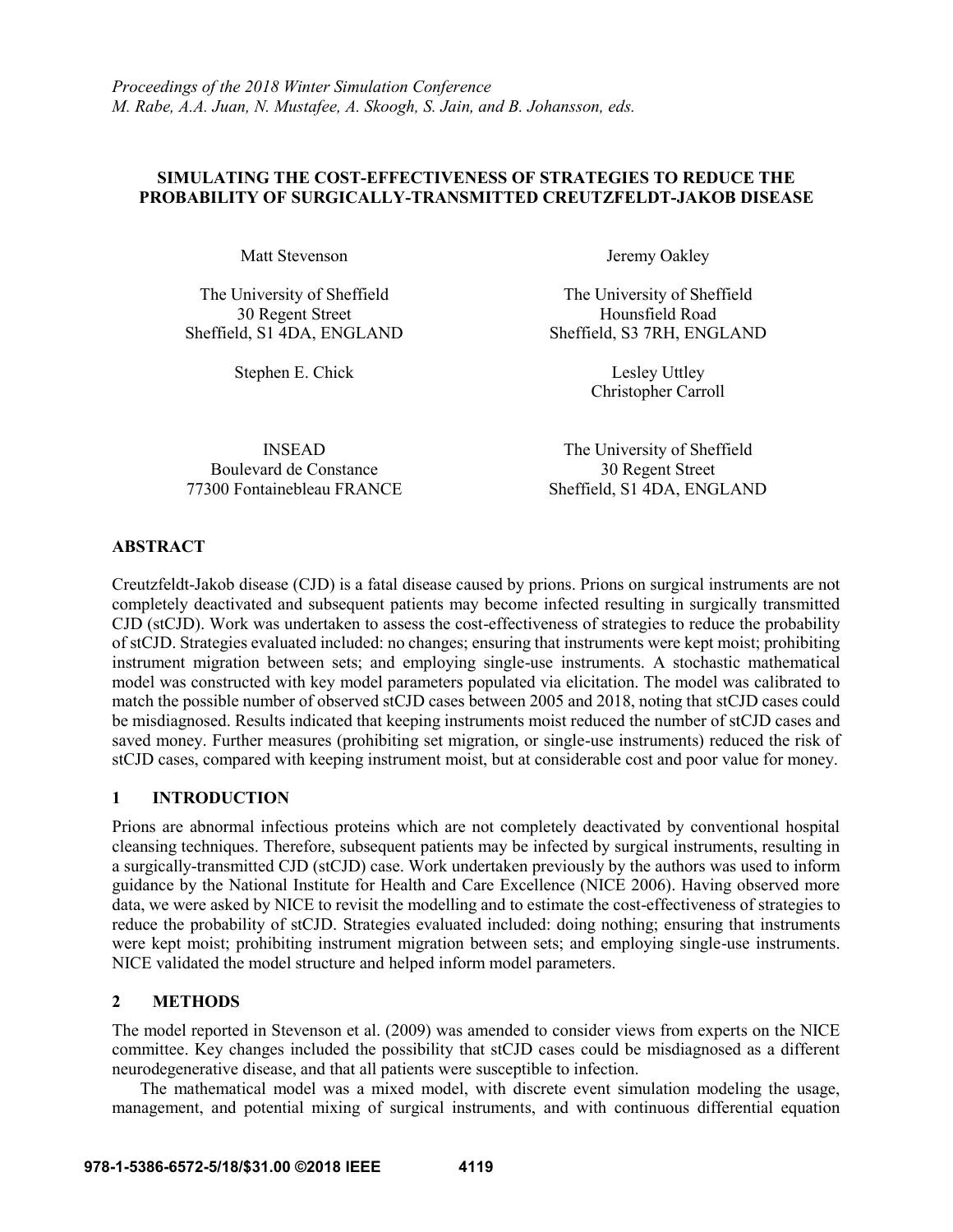*Proceedings of the 2018 Winter Simulation Conference*
*M. Rabe, A.A. Juan, N. Mustafee, A. Skoogh, S. Jain, and B. Johansson, eds.*

# SIMULATING THE COST-EFFECTIVENESS OF STRATEGIES TO REDUCE THE PROBABILITY OF SURGICALLY-TRANSMITTED CREUTZFELDT-JAKOB DISEASE

Matt Stevenson
The University of Sheffield
30 Regent Street
Sheffield, S1 4DA, ENGLAND

Jeremy Oakley
The University of Sheffield
Hounsfield Road
Sheffield, S3 7RH, ENGLAND

Stephen E. Chick
INSEAD
Boulevard de Constance
77300 Fontainebleau FRANCE

Lesley Uttley
Christopher Carroll
The University of Sheffield
30 Regent Street
Sheffield, S1 4DA, ENGLAND

## ABSTRACT

Creutzfeldt-Jakob disease (CJD) is a fatal disease caused by prions. Prions on surgical instruments are not completely deactivated and subsequent patients may become infected resulting in surgically transmitted CJD (stCJD). Work was undertaken to assess the cost-effectiveness of strategies to reduce the probability of stCJD. Strategies evaluated included: no changes; ensuring that instruments were kept moist; prohibiting instrument migration between sets; and employing single-use instruments. A stochastic mathematical model was constructed with key model parameters populated via elicitation. The model was calibrated to match the possible number of observed stCJD cases between 2005 and 2018, noting that stCJD cases could be misdiagnosed. Results indicated that keeping instruments moist reduced the number of stCJD cases and saved money. Further measures (prohibiting set migration, or single-use instruments) reduced the risk of stCJD cases, compared with keeping instrument moist, but at considerable cost and poor value for money.

## 1 INTRODUCTION

Prions are abnormal infectious proteins which are not completely deactivated by conventional hospital cleansing techniques. Therefore, subsequent patients may be infected by surgical instruments, resulting in a surgically-transmitted CJD (stCJD) case. Work undertaken previously by the authors was used to inform guidance by the National Institute for Health and Care Excellence (NICE 2006). Having observed more data, we were asked by NICE to revisit the modelling and to estimate the cost-effectiveness of strategies to reduce the probability of stCJD. Strategies evaluated included: doing nothing; ensuring that instruments were kept moist; prohibiting instrument migration between sets; and employing single-use instruments. NICE validated the model structure and helped inform model parameters.

## 2 METHODS

The model reported in Stevenson et al. (2009) was amended to consider views from experts on the NICE committee. Key changes included the possibility that stCJD cases could be misdiagnosed as a different neurodegenerative disease, and that all patients were susceptible to infection.

The mathematical model was a mixed model, with discrete event simulation modeling the usage, management, and potential mixing of surgical instruments, and with continuous differential equation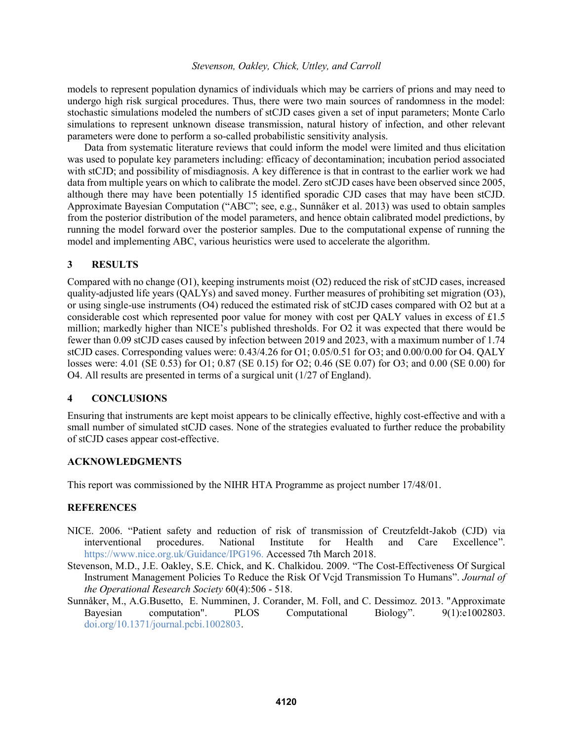models to represent population dynamics of individuals which may be carriers of prions and may need to undergo high risk surgical procedures. Thus, there were two main sources of randomness in the model: stochastic simulations modeled the numbers of stCJD cases given a set of input parameters; Monte Carlo simulations to represent unknown disease transmission, natural history of infection, and other relevant parameters were done to perform a so-called probabilistic sensitivity analysis.

Data from systematic literature reviews that could inform the model were limited and thus elicitation was used to populate key parameters including: efficacy of decontamination; incubation period associated with stCJD; and possibility of misdiagnosis. A key difference is that in contrast to the earlier work we had data from multiple years on which to calibrate the model. Zero stCJD cases have been observed since 2005, although there may have been potentially 15 identified sporadic CJD cases that may have been stCJD. Approximate Bayesian Computation ("ABC"; see, e.g., Sunnåker et al. 2013) was used to obtain samples from the posterior distribution of the model parameters, and hence obtain calibrated model predictions, by running the model forward over the posterior samples. Due to the computational expense of running the model and implementing ABC, various heuristics were used to accelerate the algorithm.

## 3 RESULTS

Compared with no change (O1), keeping instruments moist (O2) reduced the risk of stCJD cases, increased quality-adjusted life years (QALYs) and saved money. Further measures of prohibiting set migration (O3), or using single-use instruments (O4) reduced the estimated risk of stCJD cases compared with O2 but at a considerable cost which represented poor value for money with cost per QALY values in excess of £1.5 million; markedly higher than NICE's published thresholds. For O2 it was expected that there would be fewer than 0.09 stCJD cases caused by infection between 2019 and 2023, with a maximum number of 1.74 stCJD cases. Corresponding values were: 0.43/4.26 for O1; 0.05/0.51 for O3; and 0.00/0.00 for O4. QALY losses were: 4.01 (SE 0.53) for O1; 0.87 (SE 0.15) for O2; 0.46 (SE 0.07) for O3; and 0.00 (SE 0.00) for O4. All results are presented in terms of a surgical unit (1/27 of England).

## 4 CONCLUSIONS

Ensuring that instruments are kept moist appears to be clinically effective, highly cost-effective and with a small number of simulated stCJD cases. None of the strategies evaluated to further reduce the probability of stCJD cases appear cost-effective.

## ACKNOWLEDGMENTS

This report was commissioned by the NIHR HTA Programme as project number 17/48/01.

## REFERENCES

NICE. 2006. "Patient safety and reduction of risk of transmission of Creutzfeldt-Jakob (CJD) via interventional procedures. National Institute for Health and Care Excellence". https://www.nice.org.uk/Guidance/IPG196. Accessed 7th March 2018.

Stevenson, M.D., J.E. Oakley, S.E. Chick, and K. Chalkidou. 2009. "The Cost-Effectiveness Of Surgical Instrument Management Policies To Reduce the Risk Of Vcjd Transmission To Humans". *Journal of the Operational Research Society* 60(4):506 - 518.

Sunnåker, M., A.G.Busetto, E. Numminen, J. Corander, M. Foll, and C. Dessimoz. 2013. "Approximate Bayesian computation". PLOS Computational Biology". 9(1):e1002803. doi.org/10.1371/journal.pcbi.1002803.